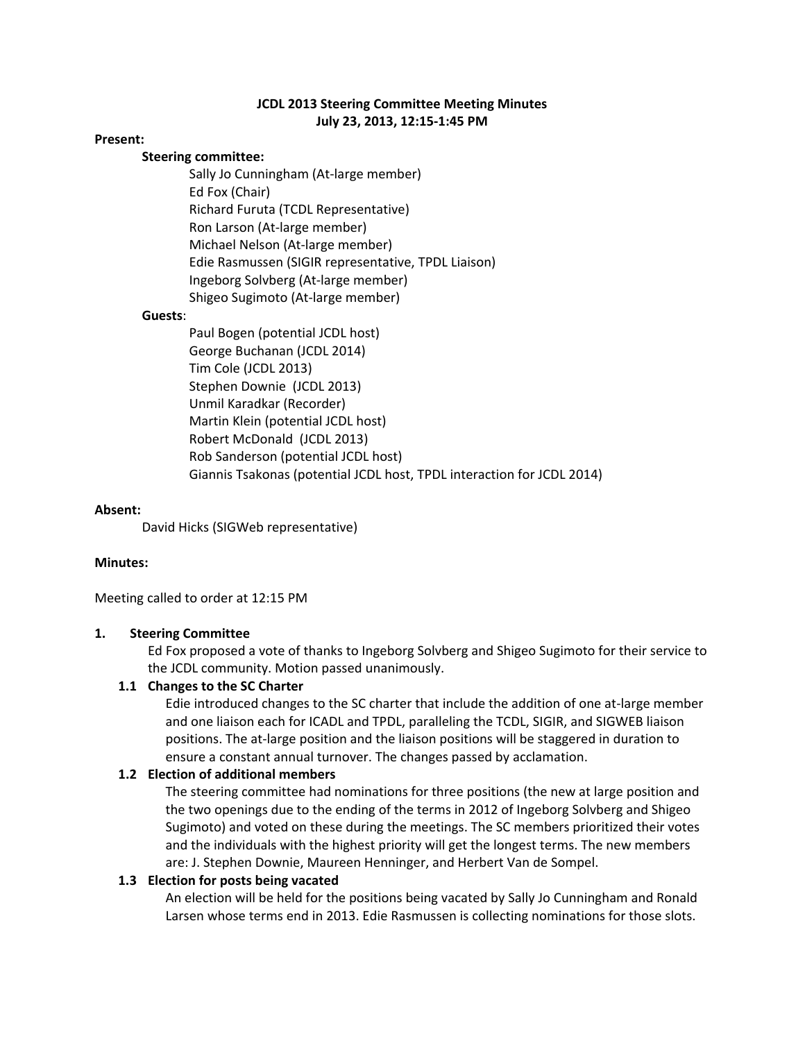# JCDL 2013 Steering Committee Meeting Minutes

**July 23, 2013, 12:15-1:45 PM**

**Present:**

**Steering committee:**

- Sally Jo Cunningham (At-large member)
- Ed Fox (Chair)
- Richard Furuta (TCDL Representative)
- Ron Larson (At-large member)
- Michael Nelson (At-large member)
- Edie Rasmussen (SIGIR representative, TPDL Liaison)
- Ingeborg Solvberg (At-large member)
- Shigeo Sugimoto (At-large member)

**Guests**:

- Paul Bogen (potential JCDL host)
- George Buchanan (JCDL 2014)
- Tim Cole (JCDL 2013)
- Stephen Downie (JCDL 2013)
- Unmil Karadkar (Recorder)
- Martin Klein (potential JCDL host)
- Robert McDonald (JCDL 2013)
- Rob Sanderson (potential JCDL host)
- Giannis Tsakonas (potential JCDL host, TPDL interaction for JCDL 2014)

**Absent:**

David Hicks (SIGWeb representative)

**Minutes:**

Meeting called to order at 12:15 PM

## 1. Steering Committee

Ed Fox proposed a vote of thanks to Ingeborg Solvberg and Shigeo Sugimoto for their service to the JCDL community. Motion passed unanimously.

### 1.1 Changes to the SC Charter

Edie introduced changes to the SC charter that include the addition of one at-large member and one liaison each for ICADL and TPDL, paralleling the TCDL, SIGIR, and SIGWEB liaison positions. The at-large position and the liaison positions will be staggered in duration to ensure a constant annual turnover. The changes passed by acclamation.

### 1.2 Election of additional members

The steering committee had nominations for three positions (the new at large position and the two openings due to the ending of the terms in 2012 of Ingeborg Solvberg and Shigeo Sugimoto) and voted on these during the meetings. The SC members prioritized their votes and the individuals with the highest priority will get the longest terms. The new members are: J. Stephen Downie, Maureen Henninger, and Herbert Van de Sompel.

### 1.3 Election for posts being vacated

An election will be held for the positions being vacated by Sally Jo Cunningham and Ronald Larsen whose terms end in 2013. Edie Rasmussen is collecting nominations for those slots.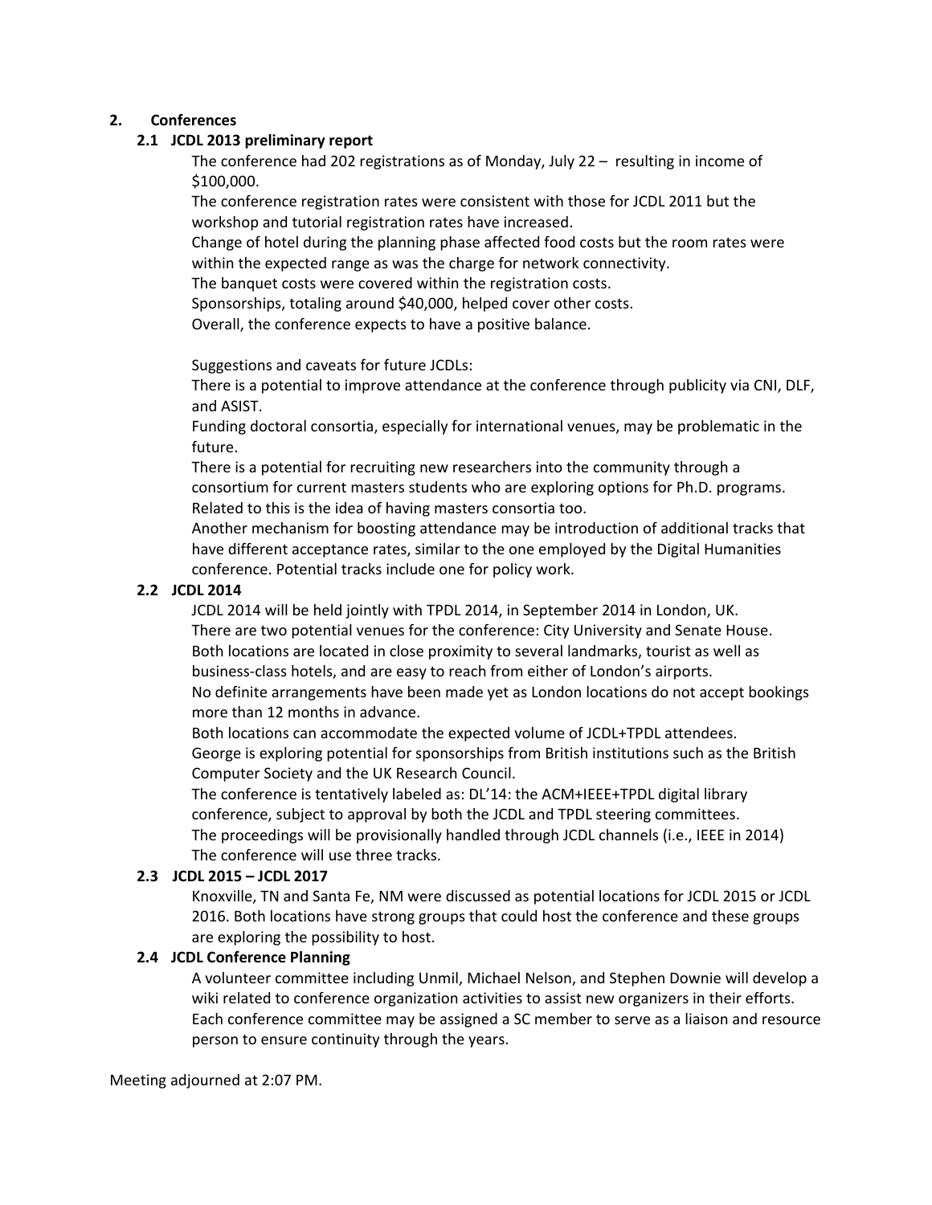## 2. Conferences

### 2.1 JCDL 2013 preliminary report

The conference had 202 registrations as of Monday, July 22 – resulting in income of $100,000.

The conference registration rates were consistent with those for JCDL 2011 but the workshop and tutorial registration rates have increased.

Change of hotel during the planning phase affected food costs but the room rates were within the expected range as was the charge for network connectivity.

The banquet costs were covered within the registration costs.

Sponsorships, totaling around $40,000, helped cover other costs.

Overall, the conference expects to have a positive balance.

Suggestions and caveats for future JCDLs:

There is a potential to improve attendance at the conference through publicity via CNI, DLF, and ASIST.

Funding doctoral consortia, especially for international venues, may be problematic in the future.

There is a potential for recruiting new researchers into the community through a consortium for current masters students who are exploring options for Ph.D. programs. Related to this is the idea of having masters consortia too.

Another mechanism for boosting attendance may be introduction of additional tracks that have different acceptance rates, similar to the one employed by the Digital Humanities conference. Potential tracks include one for policy work.

### 2.2 JCDL 2014

JCDL 2014 will be held jointly with TPDL 2014, in September 2014 in London, UK.

There are two potential venues for the conference: City University and Senate House.

Both locations are located in close proximity to several landmarks, tourist as well as business-class hotels, and are easy to reach from either of London's airports.

No definite arrangements have been made yet as London locations do not accept bookings more than 12 months in advance.

Both locations can accommodate the expected volume of JCDL+TPDL attendees.

George is exploring potential for sponsorships from British institutions such as the British Computer Society and the UK Research Council.

The conference is tentatively labeled as: DL'14: the ACM+IEEE+TPDL digital library conference, subject to approval by both the JCDL and TPDL steering committees.

The proceedings will be provisionally handled through JCDL channels (i.e., IEEE in 2014)

The conference will use three tracks.

### 2.3 JCDL 2015 – JCDL 2017

Knoxville, TN and Santa Fe, NM were discussed as potential locations for JCDL 2015 or JCDL 2016. Both locations have strong groups that could host the conference and these groups are exploring the possibility to host.

### 2.4 JCDL Conference Planning

A volunteer committee including Unmil, Michael Nelson, and Stephen Downie will develop a wiki related to conference organization activities to assist new organizers in their efforts. Each conference committee may be assigned a SC member to serve as a liaison and resource person to ensure continuity through the years.

Meeting adjourned at 2:07 PM.